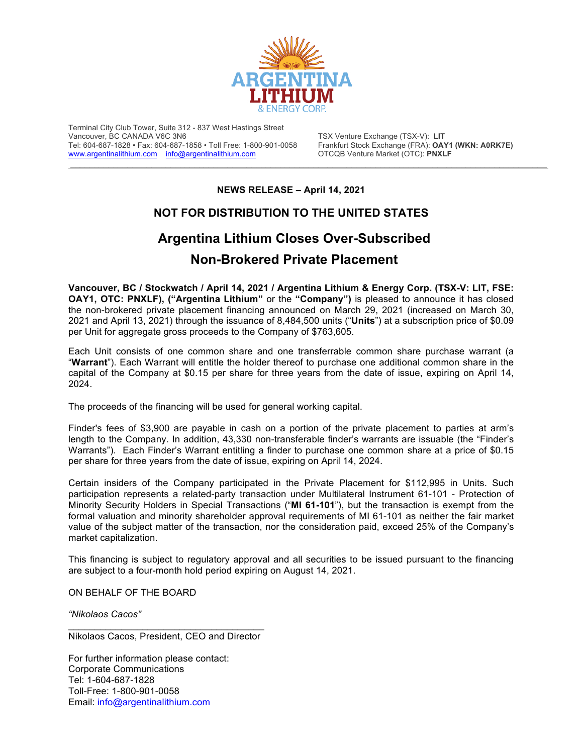ARGENTINA LITHIUM & ENERGY CORP.

Terminal City Club Tower, Suite 312 - 837 West Hastings Street
Vancouver, BC CANADA V6C 3N6
Tel: 604-687-1828 • Fax: 604-687-1858 • Toll Free: 1-800-901-0058
www.argentinalithium.com info@argentinalithium.com

TSX Venture Exchange (TSX-V): **LIT**
Frankfurt Stock Exchange (FRA): **OAY1 (WKN: A0RK7E)**
OTCQB Venture Market (OTC): **PNXLF**

---

**NEWS RELEASE – April 14, 2021**

## NOT FOR DISTRIBUTION TO THE UNITED STATES

# Argentina Lithium Closes Over-Subscribed Non-Brokered Private Placement

**Vancouver, BC / Stockwatch / April 14, 2021 / Argentina Lithium & Energy Corp. (TSX-V: LIT, FSE: OAY1, OTC: PNXLF), ("Argentina Lithium"** or the **"Company")** is pleased to announce it has closed the non-brokered private placement financing announced on March 29, 2021 (increased on March 30, 2021 and April 13, 2021) through the issuance of 8,484,500 units ("**Units**") at a subscription price of $0.09 per Unit for aggregate gross proceeds to the Company of $763,605.

Each Unit consists of one common share and one transferrable common share purchase warrant (a "**Warrant**"). Each Warrant will entitle the holder thereof to purchase one additional common share in the capital of the Company at $0.15 per share for three years from the date of issue, expiring on April 14, 2024.

The proceeds of the financing will be used for general working capital.

Finder's fees of $3,900 are payable in cash on a portion of the private placement to parties at arm's length to the Company. In addition, 43,330 non-transferable finder's warrants are issuable (the "Finder's Warrants"). Each Finder's Warrant entitling a finder to purchase one common share at a price of $0.15 per share for three years from the date of issue, expiring on April 14, 2024.

Certain insiders of the Company participated in the Private Placement for $112,995 in Units. Such participation represents a related-party transaction under Multilateral Instrument 61-101 - Protection of Minority Security Holders in Special Transactions ("**MI 61-101**"), but the transaction is exempt from the formal valuation and minority shareholder approval requirements of MI 61-101 as neither the fair market value of the subject matter of the transaction, nor the consideration paid, exceed 25% of the Company's market capitalization.

This financing is subject to regulatory approval and all securities to be issued pursuant to the financing are subject to a four-month hold period expiring on August 14, 2021.

ON BEHALF OF THE BOARD

*"Nikolaos Cacos"*

Nikolaos Cacos, President, CEO and Director

For further information please contact:
Corporate Communications
Tel: 1-604-687-1828
Toll-Free: 1-800-901-0058
Email: info@argentinalithium.com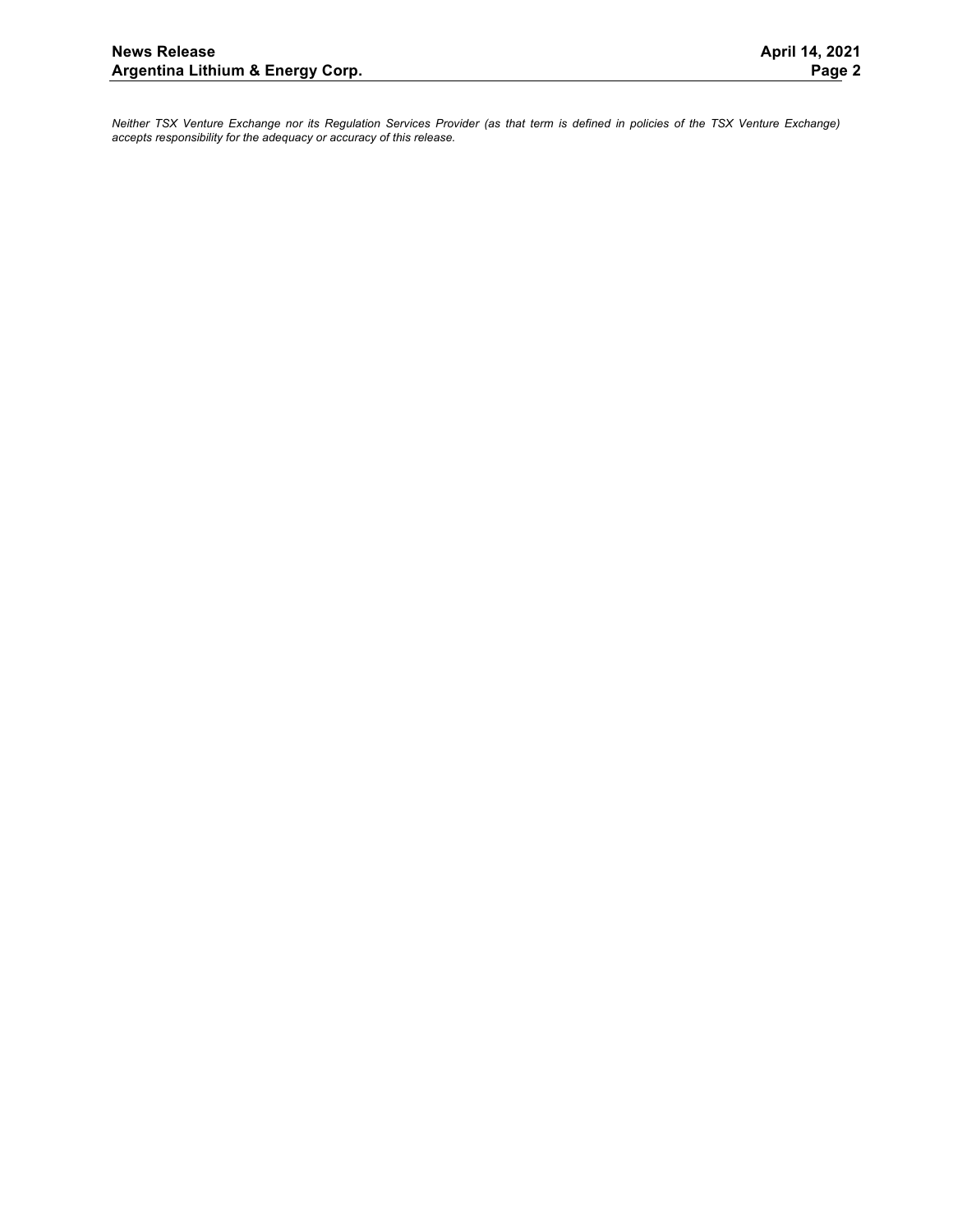*Neither TSX Venture Exchange nor its Regulation Services Provider (as that term is defined in policies of the TSX Venture Exchange) accepts responsibility for the adequacy or accuracy of this release.*